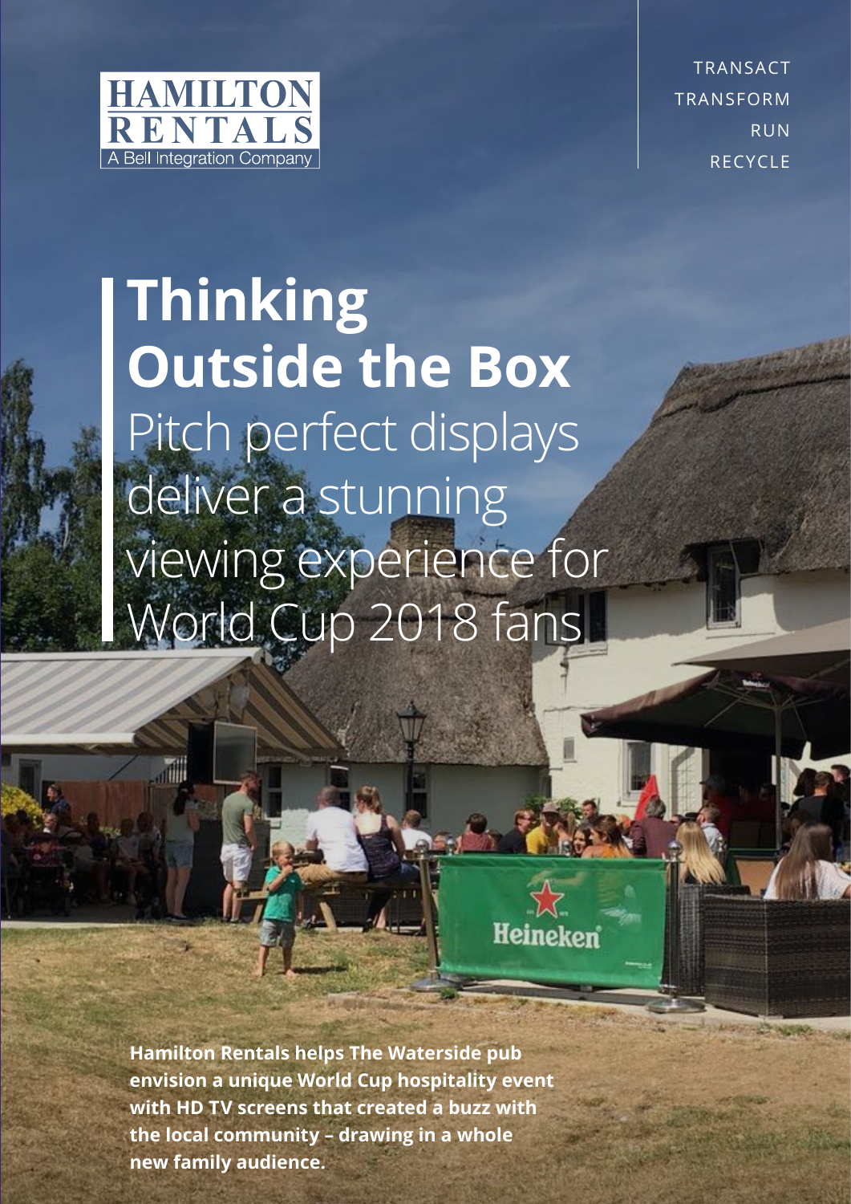HAMILTON RENTALS
A Bell Integration Company

TRANSACT
TRANSFORM
RUN
RECYCLE

# Thinking Outside the Box

## Pitch perfect displays deliver a stunning viewing experience for World Cup 2018 fans

**Hamilton Rentals helps The Waterside pub envision a unique World Cup hospitality event with HD TV screens that created a buzz with the local community – drawing in a whole new family audience.**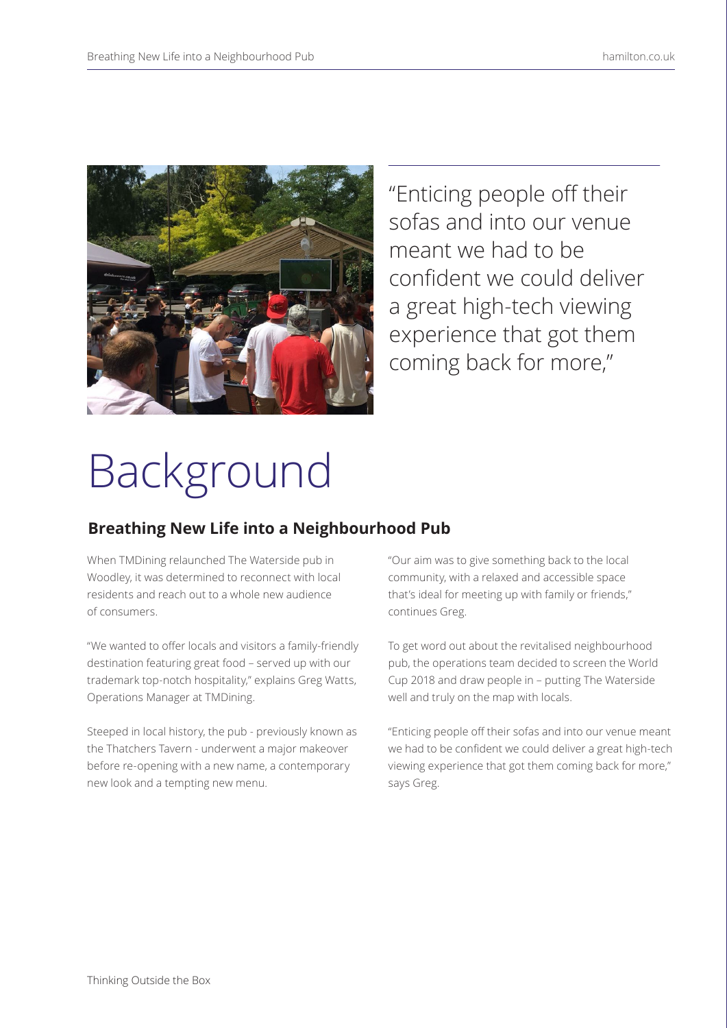"Enticing people off their sofas and into our venue meant we had to be confident we could deliver a great high-tech viewing experience that got them coming back for more,"

# Background

## Breathing New Life into a Neighbourhood Pub

When TMDining relaunched The Waterside pub in Woodley, it was determined to reconnect with local residents and reach out to a whole new audience of consumers.

"We wanted to offer locals and visitors a family-friendly destination featuring great food – served up with our trademark top-notch hospitality," explains Greg Watts, Operations Manager at TMDining.

Steeped in local history, the pub - previously known as the Thatchers Tavern - underwent a major makeover before re-opening with a new name, a contemporary new look and a tempting new menu.

"Our aim was to give something back to the local community, with a relaxed and accessible space that's ideal for meeting up with family or friends," continues Greg.

To get word out about the revitalised neighbourhood pub, the operations team decided to screen the World Cup 2018 and draw people in – putting The Waterside well and truly on the map with locals.

"Enticing people off their sofas and into our venue meant we had to be confident we could deliver a great high-tech viewing experience that got them coming back for more," says Greg.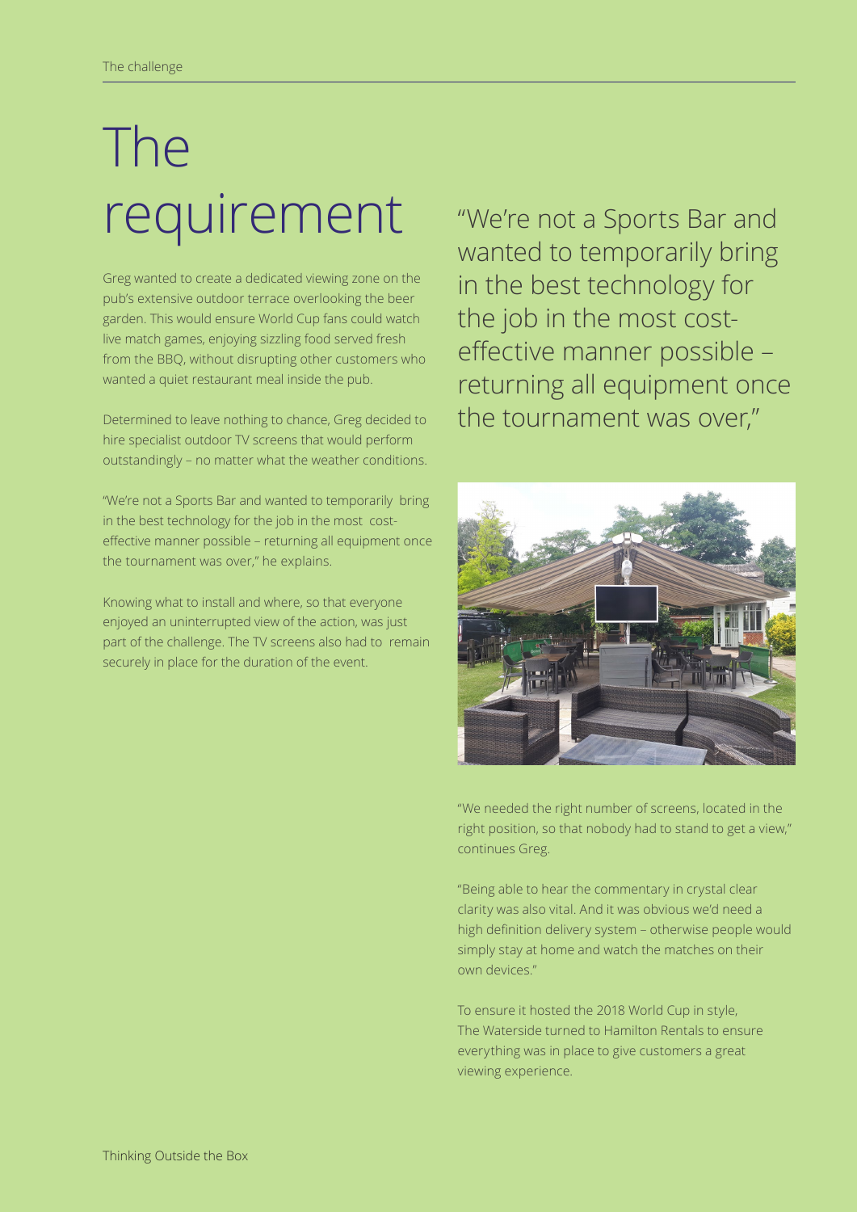# The requirement

Greg wanted to create a dedicated viewing zone on the pub's extensive outdoor terrace overlooking the beer garden. This would ensure World Cup fans could watch live match games, enjoying sizzling food served fresh from the BBQ, without disrupting other customers who wanted a quiet restaurant meal inside the pub.

Determined to leave nothing to chance, Greg decided to hire specialist outdoor TV screens that would perform outstandingly – no matter what the weather conditions.

"We're not a Sports Bar and wanted to temporarily bring in the best technology for the job in the most cost-effective manner possible – returning all equipment once the tournament was over," he explains.

Knowing what to install and where, so that everyone enjoyed an uninterrupted view of the action, was just part of the challenge. The TV screens also had to remain securely in place for the duration of the event.

> "We're not a Sports Bar and wanted to temporarily bring in the best technology for the job in the most cost-effective manner possible – returning all equipment once the tournament was over,"

"We needed the right number of screens, located in the right position, so that nobody had to stand to get a view," continues Greg.

"Being able to hear the commentary in crystal clear clarity was also vital. And it was obvious we'd need a high definition delivery system – otherwise people would simply stay at home and watch the matches on their own devices."

To ensure it hosted the 2018 World Cup in style, The Waterside turned to Hamilton Rentals to ensure everything was in place to give customers a great viewing experience.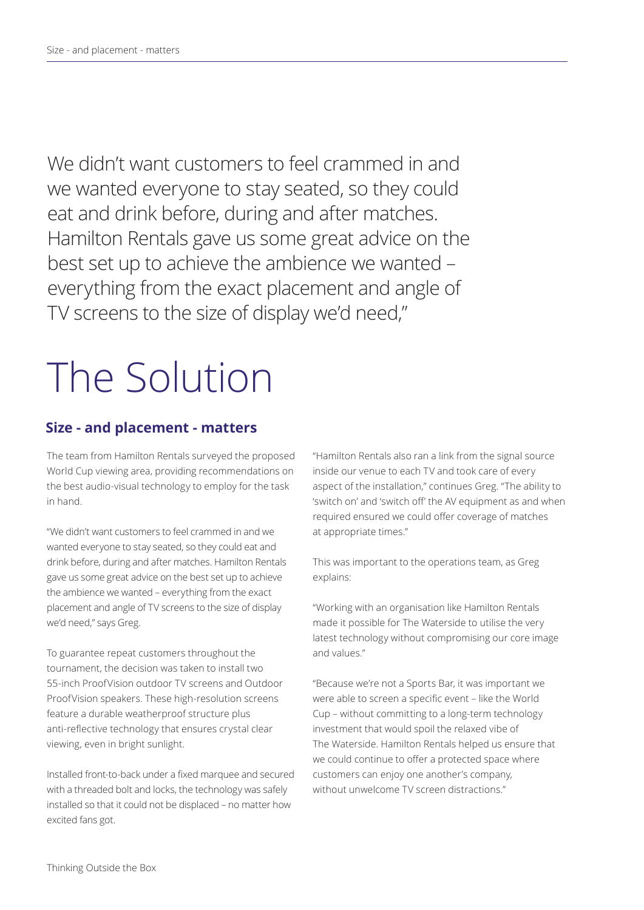We didn't want customers to feel crammed in and we wanted everyone to stay seated, so they could eat and drink before, during and after matches. Hamilton Rentals gave us some great advice on the best set up to achieve the ambience we wanted – everything from the exact placement and angle of TV screens to the size of display we'd need,"

# The Solution

## Size - and placement - matters

The team from Hamilton Rentals surveyed the proposed World Cup viewing area, providing recommendations on the best audio-visual technology to employ for the task in hand.

"We didn't want customers to feel crammed in and we wanted everyone to stay seated, so they could eat and drink before, during and after matches. Hamilton Rentals gave us some great advice on the best set up to achieve the ambience we wanted – everything from the exact placement and angle of TV screens to the size of display we'd need," says Greg.

To guarantee repeat customers throughout the tournament, the decision was taken to install two 55-inch ProofVision outdoor TV screens and Outdoor ProofVision speakers. These high-resolution screens feature a durable weatherproof structure plus anti-reflective technology that ensures crystal clear viewing, even in bright sunlight.

Installed front-to-back under a fixed marquee and secured with a threaded bolt and locks, the technology was safely installed so that it could not be displaced – no matter how excited fans got.

"Hamilton Rentals also ran a link from the signal source inside our venue to each TV and took care of every aspect of the installation," continues Greg. "The ability to 'switch on' and 'switch off' the AV equipment as and when required ensured we could offer coverage of matches at appropriate times."

This was important to the operations team, as Greg explains:

"Working with an organisation like Hamilton Rentals made it possible for The Waterside to utilise the very latest technology without compromising our core image and values."

"Because we're not a Sports Bar, it was important we were able to screen a specific event – like the World Cup – without committing to a long-term technology investment that would spoil the relaxed vibe of The Waterside. Hamilton Rentals helped us ensure that we could continue to offer a protected space where customers can enjoy one another's company, without unwelcome TV screen distractions."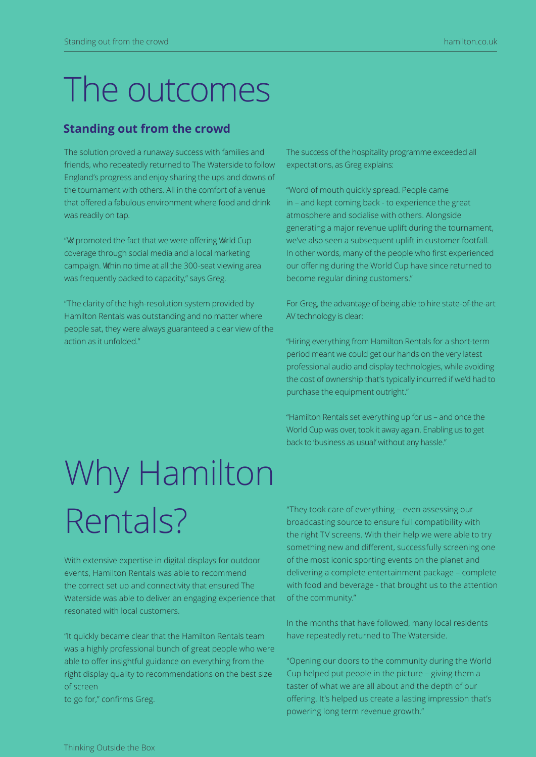# The outcomes

## Standing out from the crowd

The solution proved a runaway success with families and friends, who repeatedly returned to The Waterside to follow England's progress and enjoy sharing the ups and downs of the tournament with others. All in the comfort of a venue that offered a fabulous environment where food and drink was readily on tap.

"We promoted the fact that we were offering World Cup coverage through social media and a local marketing campaign. Within no time at all the 300-seat viewing area was frequently packed to capacity," says Greg.

"The clarity of the high-resolution system provided by Hamilton Rentals was outstanding and no matter where people sat, they were always guaranteed a clear view of the action as it unfolded."

The success of the hospitality programme exceeded all expectations, as Greg explains:

"Word of mouth quickly spread. People came in – and kept coming back - to experience the great atmosphere and socialise with others. Alongside generating a major revenue uplift during the tournament, we've also seen a subsequent uplift in customer footfall. In other words, many of the people who first experienced our offering during the World Cup have since returned to become regular dining customers."

For Greg, the advantage of being able to hire state-of-the-art AV technology is clear:

"Hiring everything from Hamilton Rentals for a short-term period meant we could get our hands on the very latest professional audio and display technologies, while avoiding the cost of ownership that's typically incurred if we'd had to purchase the equipment outright."

"Hamilton Rentals set everything up for us – and once the World Cup was over, took it away again. Enabling us to get back to 'business as usual' without any hassle."

# Why Hamilton Rentals?

With extensive expertise in digital displays for outdoor events, Hamilton Rentals was able to recommend the correct set up and connectivity that ensured The Waterside was able to deliver an engaging experience that resonated with local customers.

"It quickly became clear that the Hamilton Rentals team was a highly professional bunch of great people who were able to offer insightful guidance on everything from the right display quality to recommendations on the best size of screen to go for," confirms Greg.

"They took care of everything – even assessing our broadcasting source to ensure full compatibility with the right TV screens. With their help we were able to try something new and different, successfully screening one of the most iconic sporting events on the planet and delivering a complete entertainment package – complete with food and beverage - that brought us to the attention of the community."

In the months that have followed, many local residents have repeatedly returned to The Waterside.

"Opening our doors to the community during the World Cup helped put people in the picture – giving them a taster of what we are all about and the depth of our offering. It's helped us create a lasting impression that's powering long term revenue growth."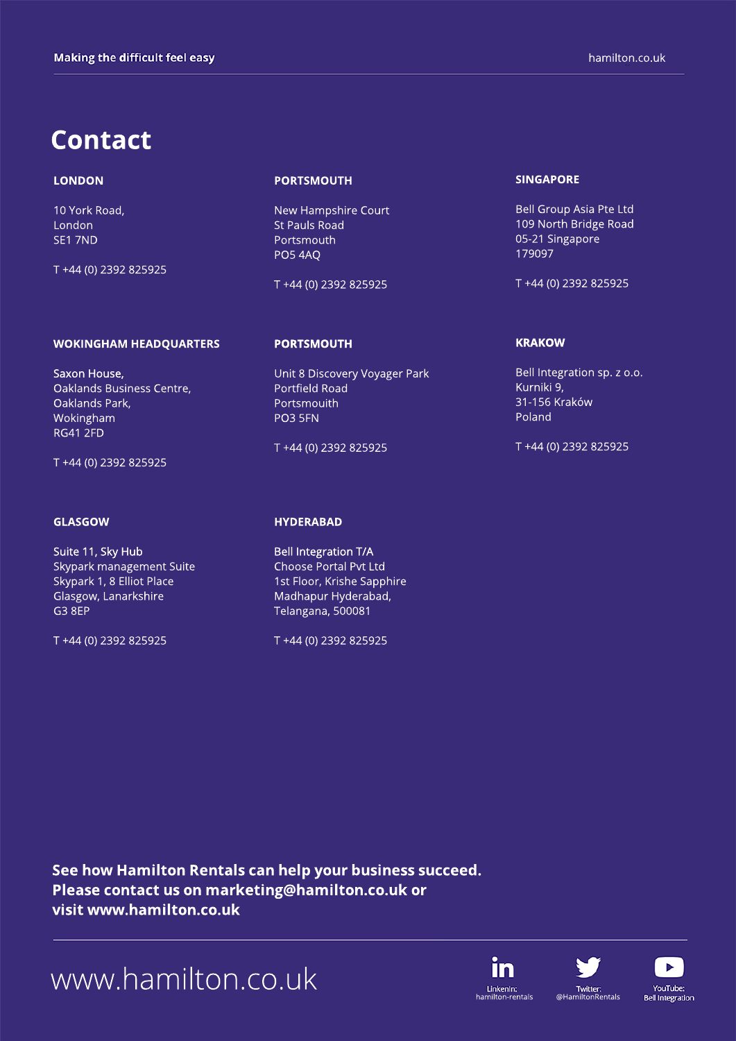# Contact

### LONDON

10 York Road,
London
SE1 7ND

T +44 (0) 2392 825925

### PORTSMOUTH

New Hampshire Court
St Pauls Road
Portsmouth
PO5 4AQ

T +44 (0) 2392 825925

### SINGAPORE

Bell Group Asia Pte Ltd
109 North Bridge Road
05-21 Singapore
179097

T +44 (0) 2392 825925

### WOKINGHAM HEADQUARTERS

Saxon House,
Oaklands Business Centre,
Oaklands Park,
Wokingham
RG41 2FD

T +44 (0) 2392 825925

### PORTSMOUTH

Unit 8 Discovery Voyager Park
Portfield Road
Portsmouith
PO3 5FN

T +44 (0) 2392 825925

### KRAKOW

Bell Integration sp. z o.o.
Kurniki 9,
31-156 Kraków
Poland

T +44 (0) 2392 825925

### GLASGOW

Suite 11, Sky Hub
Skypark management Suite
Skypark 1, 8 Elliot Place
Glasgow, Lanarkshire
G3 8EP

T +44 (0) 2392 825925

### HYDERABAD

Bell Integration T/A
Choose Portal Pvt Ltd
1st Floor, Krishe Sapphire
Madhapur Hyderabad,
Telangana, 500081

T +44 (0) 2392 825925

**See how Hamilton Rentals can help your business succeed.
Please contact us on marketing@hamilton.co.uk or
visit www.hamilton.co.uk**

www.hamilton.co.uk

LinkenIn: hamilton-rentals

Twitter: @HamiltonRentals

YouTube: Bell Integration